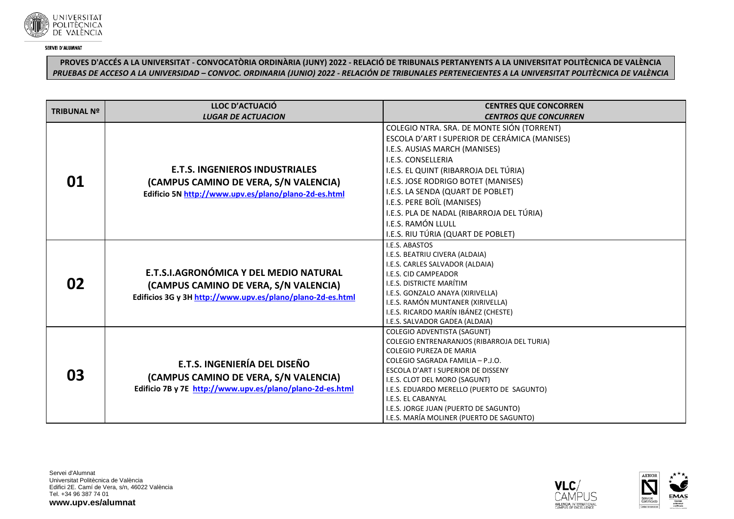**SERVEI D'ALUMNAT**

**PROVES D'ACCÉS A LA UNIVERSITAT - CONVOCATÒRIA ORDINÀRIA (JUNY) 2022 - RELACIÓ DE TRIBUNALS PERTANYENTS A LA UNIVERSITAT POLITÈCNICA DE VALÈNCIA**

***PRUEBAS DE ACCESO A LA UNIVERSIDAD – CONVOC. ORDINARIA (JUNIO) 2022 - RELACIÓN DE TRIBUNALES PERTENECIENTES A LA UNIVERSITAT POLITÈCNICA DE VALÈNCIA***

| TRIBUNAL Nº | LLOC D'ACTUACIÓ *LUGAR DE ACTUACION* | CENTRES QUE CONCORREN *CENTROS QUE CONCURREN* |
|---|---|---|
| **01** | **E.T.S. INGENIEROS INDUSTRIALES (CAMPUS CAMINO DE VERA, S/N VALENCIA)** Edificio 5N http://www.upv.es/plano/plano-2d-es.html | COLEGIO NTRA. SRA. DE MONTE SIÓN (TORRENT)<br>ESCOLA D'ART I SUPERIOR DE CERÁMICA (MANISES)<br>I.E.S. AUSIAS MARCH (MANISES)<br>I.E.S. CONSELLERIA<br>I.E.S. EL QUINT (RIBARROJA DEL TÚRIA)<br>I.E.S. JOSE RODRIGO BOTET (MANISES)<br>I.E.S. LA SENDA (QUART DE POBLET)<br>I.E.S. PERE BOÏL (MANISES)<br>I.E.S. PLA DE NADAL (RIBARROJA DEL TÚRIA)<br>I.E.S. RAMÓN LLULL<br>I.E.S. RIU TÚRIA (QUART DE POBLET) |
| **02** | **E.T.S.I.AGRONÓMICA Y DEL MEDIO NATURAL (CAMPUS CAMINO DE VERA, S/N VALENCIA)** Edificios 3G y 3H http://www.upv.es/plano/plano-2d-es.html | I.E.S. ABASTOS<br>I.E.S. BEATRIU CIVERA (ALDAIA)<br>I.E.S. CARLES SALVADOR (ALDAIA)<br>I.E.S. CID CAMPEADOR<br>I.E.S. DISTRICTE MARÍTIM<br>I.E.S. GONZALO ANAYA (XIRIVELLA)<br>I.E.S. RAMÓN MUNTANER (XIRIVELLA)<br>I.E.S. RICARDO MARÍN IBÁNEZ (CHESTE)<br>I.E.S. SALVADOR GADEA (ALDAIA) |
| **03** | **E.T.S. INGENIERÍA DEL DISEÑO (CAMPUS CAMINO DE VERA, S/N VALENCIA)** Edificio 7B y 7E http://www.upv.es/plano/plano-2d-es.html | COLEGIO ADVENTISTA (SAGUNT)<br>COLEGIO ENTRENARANJOS (RIBARROJA DEL TURIA)<br>COLEGIO PUREZA DE MARIA<br>COLEGIO SAGRADA FAMILIA – P.J.O.<br>ESCOLA D'ART I SUPERIOR DE DISSENY<br>I.E.S. CLOT DEL MORO (SAGUNT)<br>I.E.S. EDUARDO MERELLO (PUERTO DE SAGUNTO)<br>I.E.S. EL CABANYAL<br>I.E.S. JORGE JUAN (PUERTO DE SAGUNTO)<br>I.E.S. MARÍA MOLINER (PUERTO DE SAGUNTO) |

Servei d'Alumnat
Universitat Politècnica de València
Edifici 2E. Camí de Vera, s/n, 46022 València
Tel. +34 96 387 74 01
**www.upv.es/alumnat**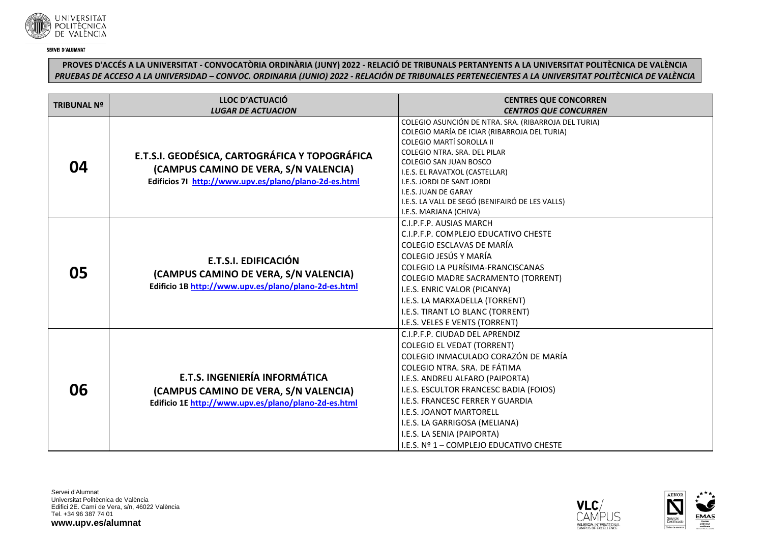**SERVEI D'ALUMNAT**

**PROVES D'ACCÉS A LA UNIVERSITAT - CONVOCATÒRIA ORDINÀRIA (JUNY) 2022 - RELACIÓ DE TRIBUNALS PERTANYENTS A LA UNIVERSITAT POLITÈCNICA DE VALÈNCIA**
***PRUEBAS DE ACCESO A LA UNIVERSIDAD – CONVOC. ORDINARIA (JUNIO) 2022 - RELACIÓN DE TRIBUNALES PERTENECIENTES A LA UNIVERSITAT POLITÈCNICA DE VALÈNCIA***

| TRIBUNAL Nº | LLOC D'ACTUACIÓ *LUGAR DE ACTUACION* | CENTRES QUE CONCORREN *CENTROS QUE CONCURREN* |
|---|---|---|
| **04** | **E.T.S.I. GEODÉSICA, CARTOGRÁFICA Y TOPOGRÁFICA (CAMPUS CAMINO DE VERA, S/N VALENCIA)** Edificios 7I http://www.upv.es/plano/plano-2d-es.html | COLEGIO ASUNCIÓN DE NTRA. SRA. (RIBARROJA DEL TURIA)<br>COLEGIO MARÍA DE ICIAR (RIBARROJA DEL TURIA)<br>COLEGIO MARTÍ SOROLLA II<br>COLEGIO NTRA. SRA. DEL PILAR<br>COLEGIO SAN JUAN BOSCO<br>I.E.S. EL RAVATXOL (CASTELLAR)<br>I.E.S. JORDI DE SANT JORDI<br>I.E.S. JUAN DE GARAY<br>I.E.S. LA VALL DE SEGÓ (BENIFAIRÓ DE LES VALLS)<br>I.E.S. MARJANA (CHIVA) |
| **05** | **E.T.S.I. EDIFICACIÓN (CAMPUS CAMINO DE VERA, S/N VALENCIA)** Edificio 1B http://www.upv.es/plano/plano-2d-es.html | C.I.P.F.P. AUSIAS MARCH<br>C.I.P.F.P. COMPLEJO EDUCATIVO CHESTE<br>COLEGIO ESCLAVAS DE MARÍA<br>COLEGIO JESÚS Y MARÍA<br>COLEGIO LA PURÍSIMA-FRANCISCANAS<br>COLEGIO MADRE SACRAMENTO (TORRENT)<br>I.E.S. ENRIC VALOR (PICANYA)<br>I.E.S. LA MARXADELLA (TORRENT)<br>I.E.S. TIRANT LO BLANC (TORRENT)<br>I.E.S. VELES E VENTS (TORRENT) |
| **06** | **E.T.S. INGENIERÍA INFORMÁTICA (CAMPUS CAMINO DE VERA, S/N VALENCIA)** Edificio 1E http://www.upv.es/plano/plano-2d-es.html | C.I.P.F.P. CIUDAD DEL APRENDIZ<br>COLEGIO EL VEDAT (TORRENT)<br>COLEGIO INMACULADO CORAZÓN DE MARÍA<br>COLEGIO NTRA. SRA. DE FÁTIMA<br>I.E.S. ANDREU ALFARO (PAIPORTA)<br>I.E.S. ESCULTOR FRANCESC BADIA (FOIOS)<br>I.E.S. FRANCESC FERRER Y GUARDIA<br>I.E.S. JOANOT MARTORELL<br>I.E.S. LA GARRIGOSA (MELIANA)<br>I.E.S. LA SENIA (PAIPORTA)<br>I.E.S. Nº 1 – COMPLEJO EDUCATIVO CHESTE |

Servei d'Alumnat
Universitat Politècnica de València
Edifici 2E. Camí de Vera, s/n, 46022 València
Tel. +34 96 387 74 01
**www.upv.es/alumnat**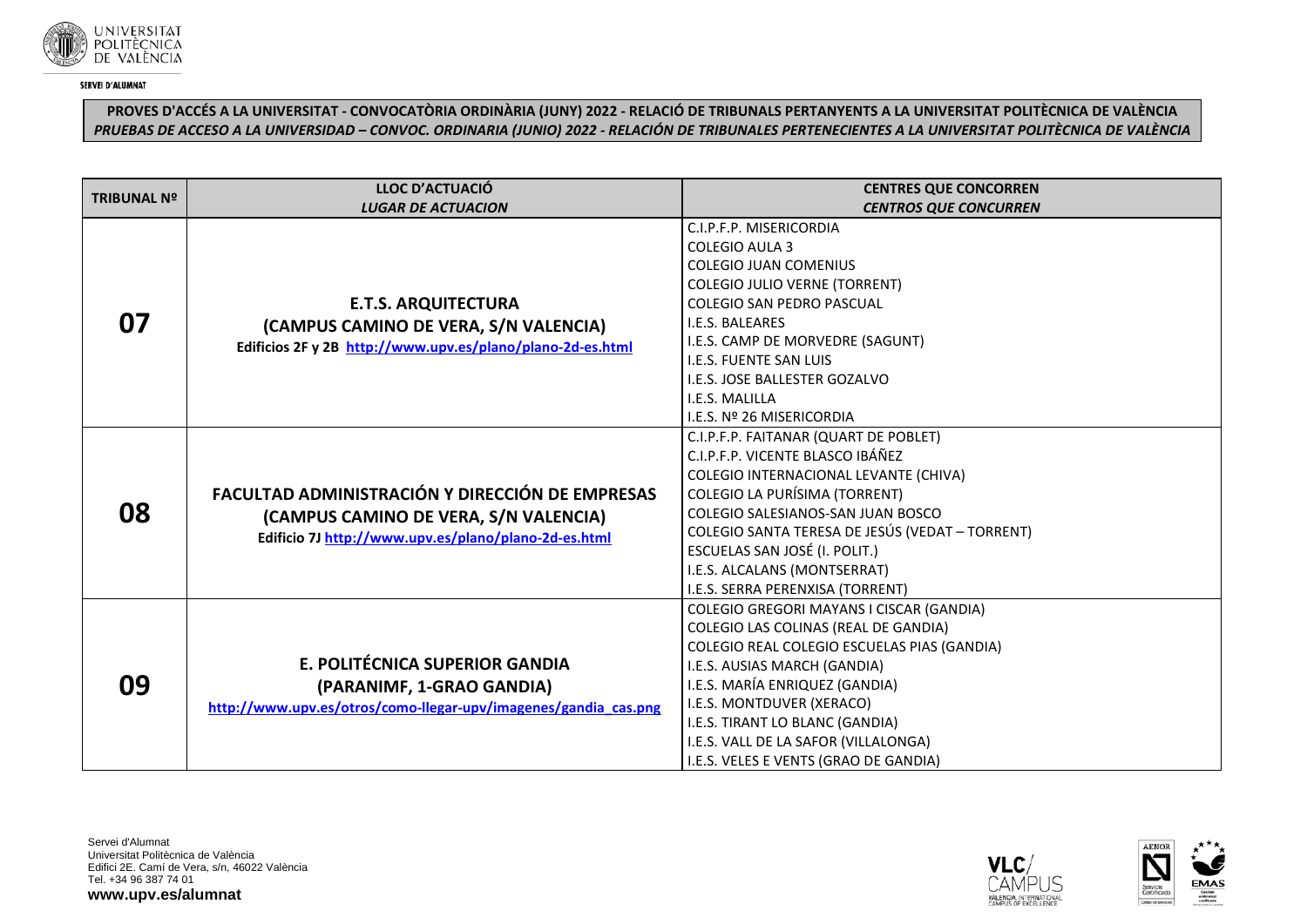**SERVEI D'ALUMNAT**

**PROVES D'ACCÉS A LA UNIVERSITAT - CONVOCATÒRIA ORDINÀRIA (JUNY) 2022 - RELACIÓ DE TRIBUNALS PERTANYENTS A LA UNIVERSITAT POLITÈCNICA DE VALÈNCIA**
***PRUEBAS DE ACCESO A LA UNIVERSIDAD – CONVOC. ORDINARIA (JUNIO) 2022 - RELACIÓN DE TRIBUNALES PERTENECIENTES A LA UNIVERSITAT POLITÈCNICA DE VALÈNCIA***

| TRIBUNAL Nº | LLOC D'ACTUACIÓ<br>*LUGAR DE ACTUACION* | CENTRES QUE CONCORREN<br>*CENTROS QUE CONCURREN* |
|---|---|---|
| **07** | **E.T.S. ARQUITECTURA**<br>**(CAMPUS CAMINO DE VERA, S/N VALENCIA)**<br>**Edificios 2F y 2B http://www.upv.es/plano/plano-2d-es.html** | C.I.P.F.P. MISERICORDIA<br>COLEGIO AULA 3<br>COLEGIO JUAN COMENIUS<br>COLEGIO JULIO VERNE (TORRENT)<br>COLEGIO SAN PEDRO PASCUAL<br>I.E.S. BALEARES<br>I.E.S. CAMP DE MORVEDRE (SAGUNT)<br>I.E.S. FUENTE SAN LUIS<br>I.E.S. JOSE BALLESTER GOZALVO<br>I.E.S. MALILLA<br>I.E.S. Nº 26 MISERICORDIA |
| **08** | **FACULTAD ADMINISTRACIÓN Y DIRECCIÓN DE EMPRESAS**<br>**(CAMPUS CAMINO DE VERA, S/N VALENCIA)**<br>**Edificio 7J http://www.upv.es/plano/plano-2d-es.html** | C.I.P.F.P. FAITANAR (QUART DE POBLET)<br>C.I.P.F.P. VICENTE BLASCO IBÁÑEZ<br>COLEGIO INTERNACIONAL LEVANTE (CHIVA)<br>COLEGIO LA PURÍSIMA (TORRENT)<br>COLEGIO SALESIANOS-SAN JUAN BOSCO<br>COLEGIO SANTA TERESA DE JESÚS (VEDAT – TORRENT)<br>ESCUELAS SAN JOSÉ (I. POLIT.)<br>I.E.S. ALCALANS (MONTSERRAT)<br>I.E.S. SERRA PERENXISA (TORRENT) |
| **09** | **E. POLITÉCNICA SUPERIOR GANDIA**<br>**(PARANIMF, 1-GRAO GANDIA)**<br>**http://www.upv.es/otros/como-llegar-upv/imagenes/gandia_cas.png** | COLEGIO GREGORI MAYANS I CISCAR (GANDIA)<br>COLEGIO LAS COLINAS (REAL DE GANDIA)<br>COLEGIO REAL COLEGIO ESCUELAS PIAS (GANDIA)<br>I.E.S. AUSIAS MARCH (GANDIA)<br>I.E.S. MARÍA ENRIQUEZ (GANDIA)<br>I.E.S. MONTDUVER (XERACO)<br>I.E.S. TIRANT LO BLANC (GANDIA)<br>I.E.S. VALL DE LA SAFOR (VILLALONGA)<br>I.E.S. VELES E VENTS (GRAO DE GANDIA) |

Servei d'Alumnat
Universitat Politècnica de València
Edifici 2E. Camí de Vera, s/n, 46022 València
Tel. +34 96 387 74 01
**www.upv.es/alumnat**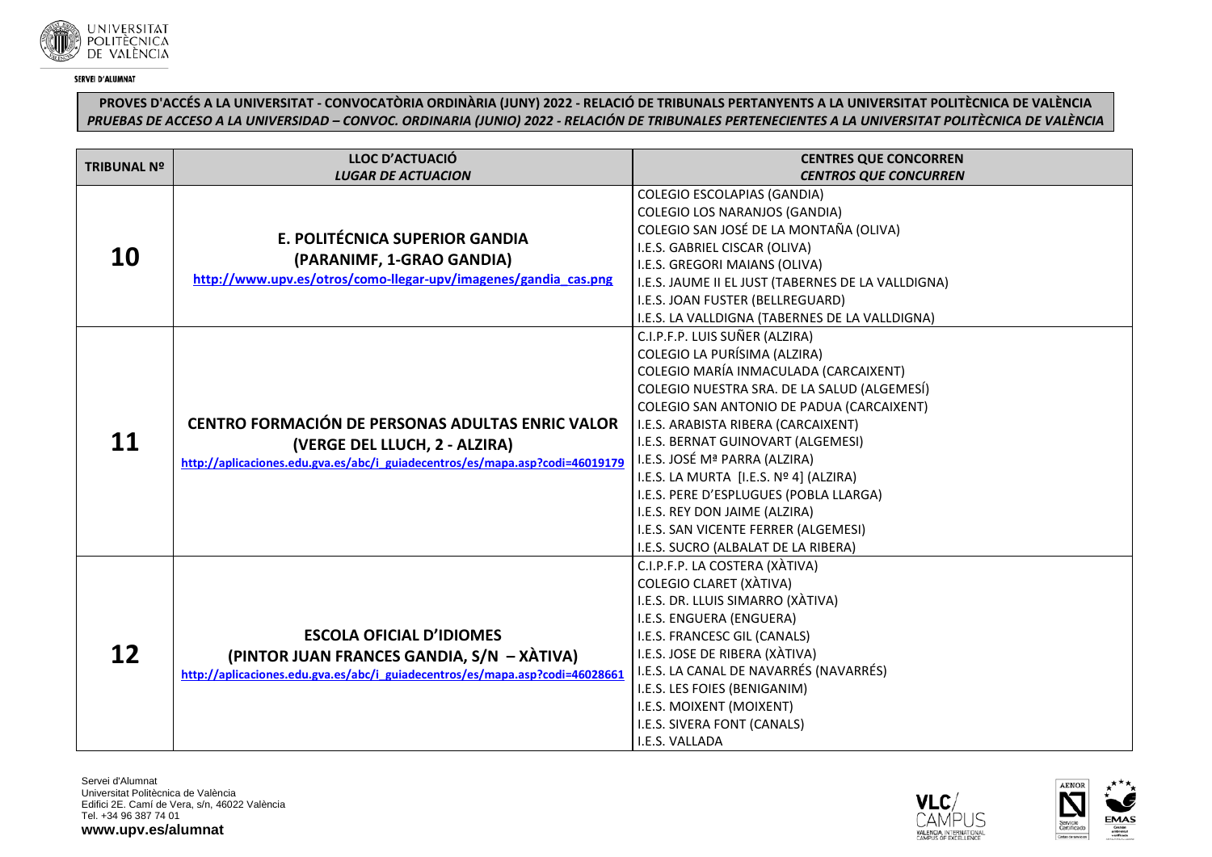**PROVES D'ACCÉS A LA UNIVERSITAT - CONVOCATÒRIA ORDINÀRIA (JUNY) 2022 - RELACIÓ DE TRIBUNALS PERTANYENTS A LA UNIVERSITAT POLITÈCNICA DE VALÈNCIA**
***PRUEBAS DE ACCESO A LA UNIVERSIDAD – CONVOC. ORDINARIA (JUNIO) 2022 - RELACIÓN DE TRIBUNALES PERTENECIENTES A LA UNIVERSITAT POLITÈCNICA DE VALÈNCIA***

| TRIBUNAL Nº | LLOC D'ACTUACIÓ<br>*LUGAR DE ACTUACION* | CENTRES QUE CONCORREN<br>*CENTROS QUE CONCURREN* |
|---|---|---|
| **10** | **E. POLITÉCNICA SUPERIOR GANDIA**<br>**(PARANIMF, 1-GRAO GANDIA)**<br>http://www.upv.es/otros/como-llegar-upv/imagenes/gandia_cas.png | COLEGIO ESCOLAPIAS (GANDIA)<br>COLEGIO LOS NARANJOS (GANDIA)<br>COLEGIO SAN JOSÉ DE LA MONTAÑA (OLIVA)<br>I.E.S. GABRIEL CISCAR (OLIVA)<br>I.E.S. GREGORI MAIANS (OLIVA)<br>I.E.S. JAUME II EL JUST (TABERNES DE LA VALLDIGNA)<br>I.E.S. JOAN FUSTER (BELLREGUARD)<br>I.E.S. LA VALLDIGNA (TABERNES DE LA VALLDIGNA) |
| **11** | **CENTRO FORMACIÓN DE PERSONAS ADULTAS ENRIC VALOR**<br>**(VERGE DEL LLUCH, 2 - ALZIRA)**<br>http://aplicaciones.edu.gva.es/abc/i_guiadecentros/es/mapa.asp?codi=46019179 | C.I.P.F.P. LUIS SUÑER (ALZIRA)<br>COLEGIO LA PURÍSIMA (ALZIRA)<br>COLEGIO MARÍA INMACULADA (CARCAIXENT)<br>COLEGIO NUESTRA SRA. DE LA SALUD (ALGEMESÍ)<br>COLEGIO SAN ANTONIO DE PADUA (CARCAIXENT)<br>I.E.S. ARABISTA RIBERA (CARCAIXENT)<br>I.E.S. BERNAT GUINOVART (ALGEMESI)<br>I.E.S. JOSÉ Mª PARRA (ALZIRA)<br>I.E.S. LA MURTA [I.E.S. Nº 4] (ALZIRA)<br>I.E.S. PERE D'ESPLUGUES (POBLA LLARGA)<br>I.E.S. REY DON JAIME (ALZIRA)<br>I.E.S. SAN VICENTE FERRER (ALGEMESI)<br>I.E.S. SUCRO (ALBALAT DE LA RIBERA) |
| **12** | **ESCOLA OFICIAL D'IDIOMES**<br>**(PINTOR JUAN FRANCES GANDIA, S/N – XÀTIVA)**<br>http://aplicaciones.edu.gva.es/abc/i_guiadecentros/es/mapa.asp?codi=46028661 | C.I.P.F.P. LA COSTERA (XÀTIVA)<br>COLEGIO CLARET (XÀTIVA)<br>I.E.S. DR. LLUIS SIMARRO (XÀTIVA)<br>I.E.S. ENGUERA (ENGUERA)<br>I.E.S. FRANCESC GIL (CANALS)<br>I.E.S. JOSE DE RIBERA (XÀTIVA)<br>I.E.S. LA CANAL DE NAVARRÉS (NAVARRÉS)<br>I.E.S. LES FOIES (BENIGANIM)<br>I.E.S. MOIXENT (MOIXENT)<br>I.E.S. SIVERA FONT (CANALS)<br>I.E.S. VALLADA |